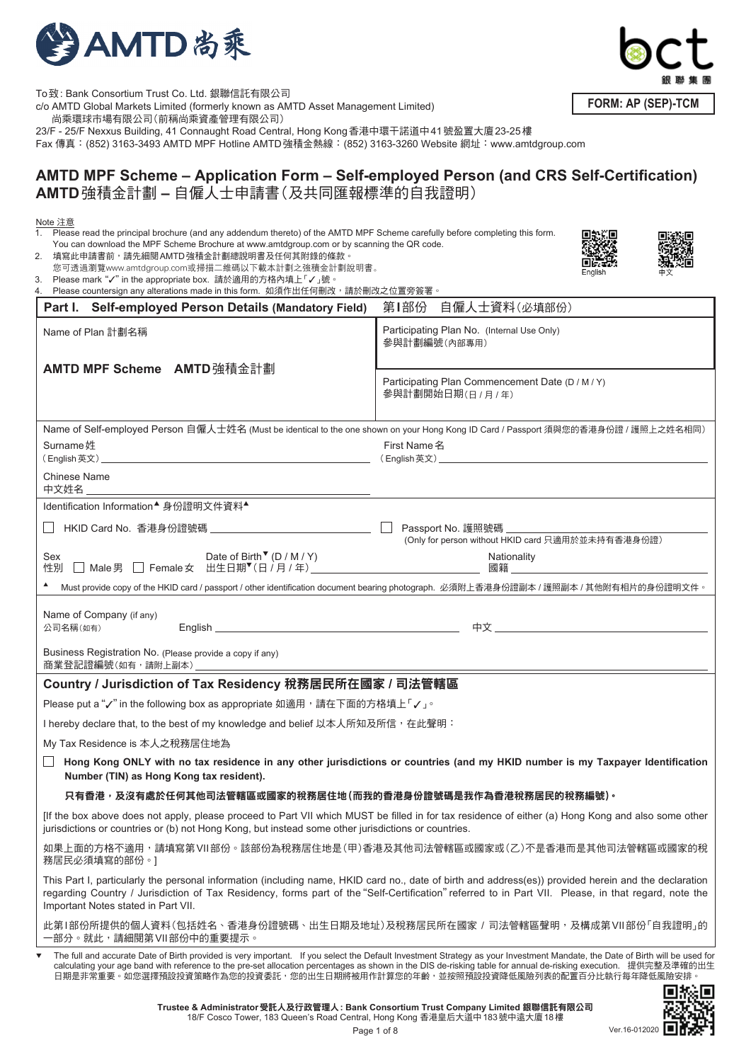AMTD 尚乘

bct 銀聯集團

To致：Bank Consortium Trust Co. Ltd. 銀聯信託有限公司
c/o AMTD Global Markets Limited (formerly known as AMTD Asset Management Limited)
尚乘環球市場有限公司（前稱尚乘資產管理有限公司）
23/F - 25/F Nexxus Building, 41 Connaught Road Central, Hong Kong 香港中環干諾道中41號盈置大廈23-25樓
Fax 傳真：(852) 3163-3493 AMTD MPF Hotline AMTD強積金熱線：(852) 3163-3260 Website 網址：www.amtdgroup.com

**FORM: AP (SEP)-TCM**

# AMTD MPF Scheme – Application Form – Self-employed Person (and CRS Self-Certification)
# AMTD強積金計劃 – 自僱人士申請書（及共同匯報標準的自我證明）

Note 注意

1. Please read the principal brochure (and any addendum thereto) of the AMTD MPF Scheme carefully before completing this form. You can download the MPF Scheme Brochure at www.amtdgroup.com or by scanning the QR code.
2. 填寫此申請書前，請先細閱AMTD強積金計劃總說明書及任何其附錄的條款。您可透過瀏覽www.amtdgroup.com或掃描二維碼以下載本計劃之強積金計劃說明書。
3. Please mark "✓" in the appropriate box. 請於適用的方格內填上「✓」號。
4. Please countersign any alterations made in this form. 如須作出任何刪改，請於刪改之位置旁簽署。

English　中文

## Part I. Self-employed Person Details (Mandatory Field) 第I部份 自僱人士資料（必填部份）

| Name of Plan 計劃名稱 | Participating Plan No. (Internal Use Only) 參與計劃編號（內部專用） |
|---|---|
| **AMTD MPF Scheme AMTD強積金計劃** | Participating Plan Commencement Date (D / M / Y) 參與計劃開始日期（日 / 月 / 年） |

Name of Self-employed Person 自僱人士姓名 (Must be identical to the one shown on your Hong Kong ID Card / Passport 須與您的香港身份證 / 護照上之姓名相同)

Surname 姓 (English 英文) ______________________ First Name 名 (English 英文) ______________________

Chinese Name 中文姓名 ______________________

Identification Information▲ 身份證明文件資料▲

☐ HKID Card No. 香港身份證號碼 ______________________ ☐ Passport No. 護照號碼 ______________________ (Only for person without HKID card 只適用於並未持有香港身份證)

Sex 性別 ☐ Male 男 ☐ Female 女　Date of Birth▼ (D / M / Y) 出生日期▼（日 / 月 / 年）______________________　Nationality 國籍 ______________________

▲ Must provide copy of the HKID card / passport / other identification document bearing photograph. 必須附上香港身份證副本 / 護照副本 / 其他附有相片的身份證明文件。

Name of Company (if any) 公司名稱（如有） English ______________________ 中文 ______________________

Business Registration No. (Please provide a copy if any) 商業登記證編號（如有，請附上副本）______________________

### Country / Jurisdiction of Tax Residency 稅務居民所在國家 / 司法管轄區

Please put a "✓" in the following box as appropriate 如適用，請在下面的方格填上「✓」。

I hereby declare that, to the best of my knowledge and belief 以本人所知及所信，在此聲明：

My Tax Residence is 本人之稅務居住地為

☐ **Hong Kong ONLY with no tax residence in any other jurisdictions or countries (and my HKID number is my Taxpayer Identification Number (TIN) as Hong Kong tax resident).**

**只有香港，及沒有處於任何其他司法管轄區或國家的稅務居住地（而我的香港身份證號碼是我作為香港稅務居民的稅務編號）。**

[If the box above does not apply, please proceed to Part VII which MUST be filled in for tax residence of either (a) Hong Kong and also some other jurisdictions or countries or (b) not Hong Kong, but instead some other jurisdictions or countries.

如果上面的方格不適用，請填寫第VII部份。該部份為稅務居住地是（甲）香港及其他司法管轄區或國家或（乙）不是香港而是其他司法管轄區或國家的稅務居民必須填寫的部份。]

This Part I, particularly the personal information (including name, HKID card no., date of birth and address(es)) provided herein and the declaration regarding Country / Jurisdiction of Tax Residency, forms part of the "Self-Certification" referred to in Part VII. Please, in that regard, note the Important Notes stated in Part VII.

此第I部份所提供的個人資料（包括姓名、香港身份證號碼、出生日期及地址）及稅務居民所在國家 / 司法管轄區聲明，及構成第VII部份「自我證明」的一部分。就此，請細閱第VII部份中的重要提示。

▼ The full and accurate Date of Birth provided is very important. If you select the Default Investment Strategy as your Investment Mandate, the Date of Birth will be used for calculating your age band with reference to the pre-set allocation percentages as shown in the DIS de-risking table for annual de-risking execution. 提供完整及準確的出生日期是非常重要。如您選擇預設投資策略作為您的投資委託，您的出生日期將被用作計算您的年齡，並按照預設投資降低風險列表的配置百分比執行每年降低風險安排。

**Trustee & Administrator 受託人及行政管理人：Bank Consortium Trust Company Limited 銀聯信託有限公司**
18/F Cosco Tower, 183 Queen's Road Central, Hong Kong 香港皇后大道中183號中遠大廈18樓

Ver.16-012020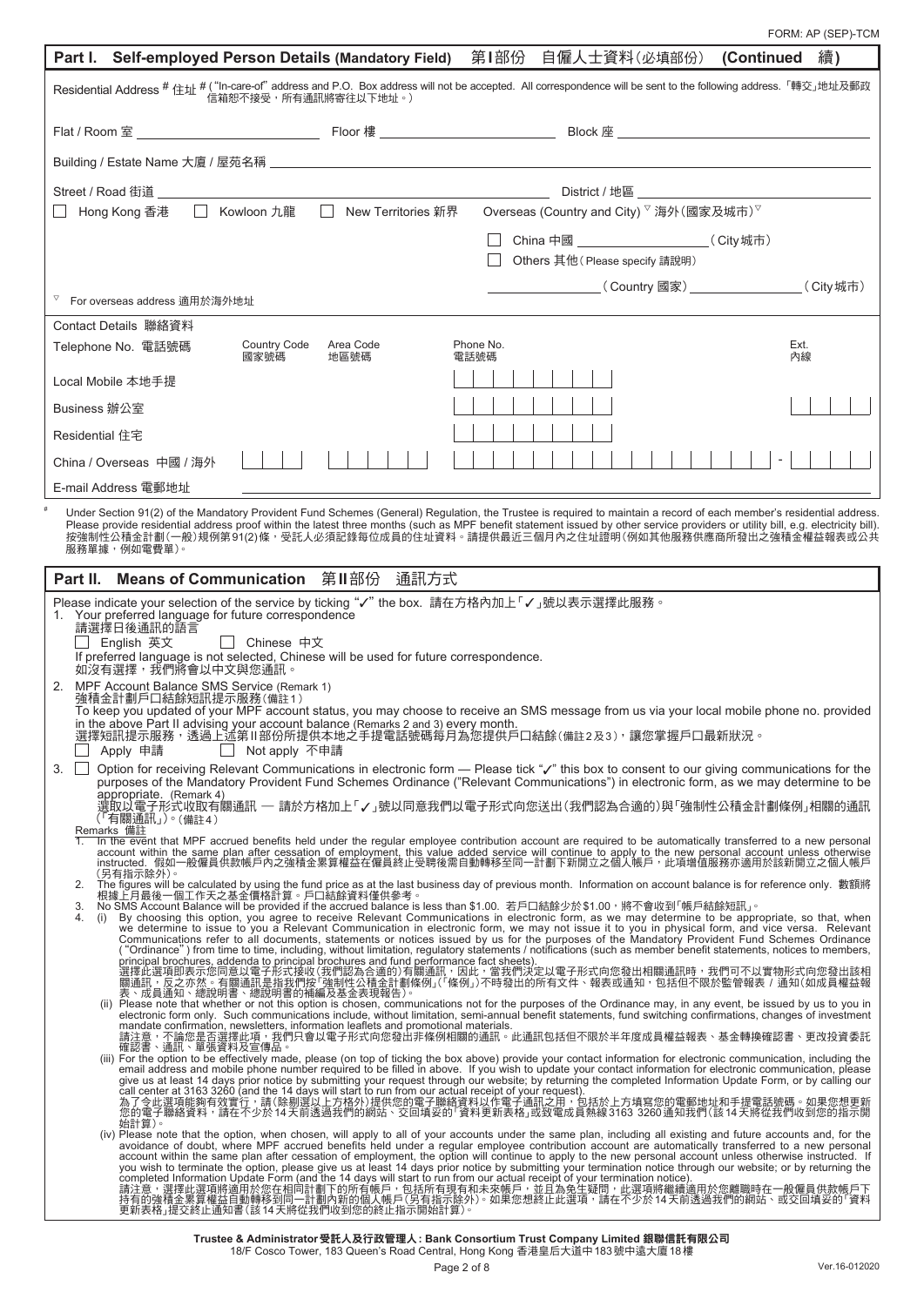FORM: AP (SEP)-TCM

## Part I. Self-employed Person Details (Mandatory Field) 第I部份 自僱人士資料(必填部份) (Continued 續)

Residential Address # 住址 # ("In-care-of" address and P.O. Box address will not be accepted. All correspondence will be sent to the following address.「轉交」地址及郵政信箱恕不接受，所有通訊將寄往以下地址。)

Flat / Room 室 ______ Floor 樓 ______ Block 座 ______

Building / Estate Name 大廈 / 屋苑名稱 ______

Street / Road 街道 ______ District / 地區 ______

☐ Hong Kong 香港 ☐ Kowloon 九龍 ☐ New Territories 新界 Overseas (Country and City) ▽ 海外(國家及城市)▽

☐ China 中國 ______ (City 城市)

☐ Others 其他 (Please specify 請說明)

______ (Country 國家) ______ (City 城市)

▽ For overseas address 適用於海外地址

Contact Details 聯絡資料

| Telephone No. 電話號碼 | Country Code 國家號碼 | Area Code 地區號碼 | Phone No. 電話號碼 | Ext. 內線 |
|---|---|---|---|---|
| Local Mobile 本地手提 | | | | |
| Business 辦公室 | | | | |
| Residential 住宅 | | | | |
| China / Overseas 中國 / 海外 | | | | |

E-mail Address 電郵地址 ______

# Under Section 91(2) of the Mandatory Provident Fund Schemes (General) Regulation, the Trustee is required to maintain a record of each member's residential address. Please provide residential address proof within the latest three months (such as MPF benefit statement issued by other service providers or utility bill, e.g. electricity bill). 按強制性公積金計劃(一般)規例第91(2)條，受託人必須記錄每位成員的住址資料。請提供最近三個月內之住址證明(例如其他服務供應商所發出之強積金權益報表或公共服務單據，例如電費單)。

## Part II. Means of Communication 第II部份 通訊方式

Please indicate your selection of the service by ticking "✓" the box. 請在方格內加上「✓」號以表示選擇此服務。

1. Your preferred language for future correspondence
   請選擇日後通訊的語言
   ☐ English 英文 ☐ Chinese 中文
   If preferred language is not selected, Chinese will be used for future correspondence.
   如沒有選擇，我們將會以中文與您通訊。
2. MPF Account Balance SMS Service (Remark 1)
   強積金計劃戶口結餘短訊提示服務(備註1)
   To keep you updated of your MPF account status, you may choose to receive an SMS message from us via your local mobile phone no. provided in the above Part II advising your account balance (Remarks 2 and 3) every month.
   選擇短訊提示服務，透過上述第II部份所提供本地之手提電話號碼每月為您提供戶口結餘(備註2及3)，讓您掌握戶口最新狀況。
   ☐ Apply 申請 ☐ Not apply 不申請
3. ☐ Option for receiving Relevant Communications in electronic form — Please tick "✓" this box to consent to our giving communications for the purposes of the Mandatory Provident Fund Schemes Ordinance ("Relevant Communications") in electronic form, as we may determine to be appropriate. (Remark 4)
   選取以電子形式收取有關通訊 — 請於方格加上「✓」號以同意我們以電子形式向您送出(我們認為合適的)與「強制性公積金計劃條例」相關的通訊(「有關通訊」)。(備註4)

Remarks 備註

1. In the event that MPF accrued benefits held under the regular employee contribution account are required to be automatically transferred to a new personal account within the same plan after cessation of employment, this value added service will continue to apply to the new personal account unless otherwise instructed. 假如一般僱員供款帳戶內之強積金累算權益在僱員終止受聘後需自動轉移至同一計劃下新開立之個人帳戶，此項增值服務亦適用於該新開立之個人帳戶(另有指示除外)。
2. The figures will be calculated by using the fund price as of the last business day of previous month. Information on account balance is for reference only. 數額將根據上月最後一個工作天之基金價格計算。戶口結餘資料僅供參考。
3. No SMS Account Balance will be provided if the accrued balance is less than $1.00. 若戶口結餘少於$1.00，將不會收到「帳戶結餘短訊」。
4. (i) By choosing this option, you agree to receive Relevant Communications in electronic form, as we may determine to be appropriate, so that, when we determine to issue to you a Relevant Communication in electronic form, we may not issue it to you in physical form, and vice versa. Relevant Communications refer to all documents, statements or notices issued by us for the purposes of the Mandatory Provident Fund Schemes Ordinance ("Ordinance") from time to time, including, without limitation, regulatory statements / notifications (such as member benefit statements, notices to members, principal brochures, addenda to principal brochures and fund performance fact sheets).
   選擇此選項即表示您同意以電子形式接收(我們認為合適的)有關通訊，因此，當我們決定以電子形式向您發出相關通訊時，我們可不以實物形式向您發出該相關通訊，反之亦然。有關通訊是指我們按「強制性公積金計劃條例」(「條例」)不時發出的所有文件、報表或通知，包括但不限於監管報表 / 通知(如成員權益報表、成員通知、總說明書、總說明書的補編及基金表現報告)。
   (ii) Please note that whether or not this option is chosen, communications not for the purposes of the Ordinance may, in any event, be issued by us to you in electronic form only. Such communications include, without limitation, semi-annual benefit statements, fund switching confirmations, changes of investment mandate confirmation, newsletters, information leaflets and promotional materials.
   請注意，不論您是否選擇此項，我們只會以電子形式向您發出非條例相關的通訊。此通訊包括但不限於半年度成員權益報表、基金轉換確認書、更改投資委託確認書、通訊、單張資料及宣傳品。
   (iii) For the option to be effectively made, please (on top of ticking the box above) provide your contact information for electronic communication, including the email address and mobile phone number required to be filled in above. If you wish to update your contact information for electronic communication, please give us at least 14 days prior notice by submitting your request through our website; by returning the completed Information Update Form, or by calling our call center at 3163 3260 (and the 14 days will start to run from our actual receipt of your request).
   為了令此選項能夠有效實行，請(除剔選以上方格外)提供您的電子聯絡資料以作電子通訊之用，包括於上方填寫您的電郵地址和手提電話號碼。如果您想更新您的電子聯絡資料，請在不少於14天前透過我們的網站、交回填妥的「資料更新表格」或致電成員熱線3163 3260通知我們(該14天將從我們收到您的指示開始計算)。
   (iv) Please note that the option, when chosen, will apply to all of your accounts under the same plan, including all existing and future accounts and, for the avoidance of doubt, where MPF accrued benefits held under a regular employee contribution account are automatically transferred to a new personal account within the same plan after cessation of employment, the option will continue to apply to the new personal account unless otherwise instructed. If you wish to terminate the option, please give us at least 14 days prior notice by submitting your termination notice through our website; or by returning the completed Information Update Form (and the 14 days will start to run from our actual receipt of your termination notice).
   請注意，選擇此選項將適用於您在相同計劃下的所有帳戶，包括所有現有和未來帳戶，並且為免生疑問，此選項將繼續適用於您離職時在一般僱員供款帳戶下持有的強積金累算權益自動轉移到同一計劃內新的個人帳戶(另有指示除外)。如果您想終止此選項，請在不少於14天前透過我們的網站、或交回填妥的「資料更新表格」提交終止通知書(該14天將從我們收到您的終止指示開始計算)。

**Trustee & Administrator 受託人及行政管理人 : Bank Consortium Trust Company Limited 銀聯信託有限公司**
18/F Cosco Tower, 183 Queen's Road Central, Hong Kong 香港皇后大道中183號中遠大廈18樓

Ver.16-012020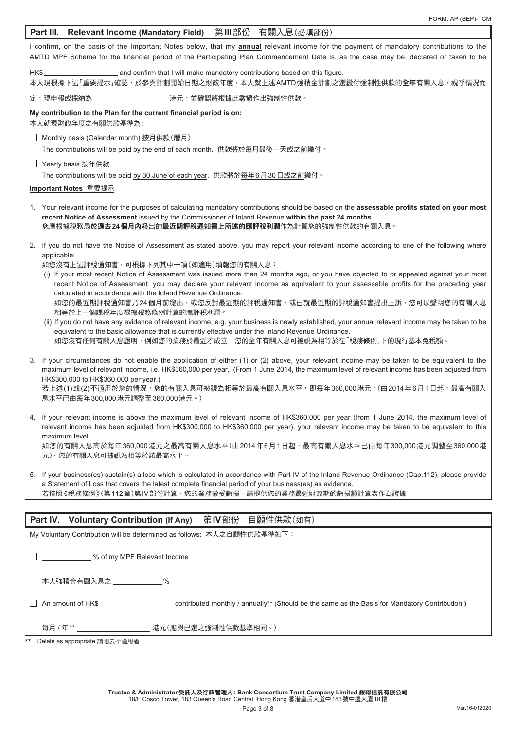## Part III. Relevant Income (Mandatory Field) 第III部份 有關入息(必填部份)

I confirm, on the basis of the Important Notes below, that my **annual** relevant income for the payment of mandatory contributions to the AMTD MPF Scheme for the financial period of the Participating Plan Commencement Date is, as the case may be, declared or taken to be HK$ ____________________ and confirm that I will make mandatory contributions based on this figure.

本人現根據下述「重要提示」確認，於參與計劃開始日期之財政年度，本人就上述AMTD強積金計劃之選繳付強制性供款的**全年**有關入息，視乎情況而定，現申報或採納為 ____________________ 港元，並確認將根據此數額作出強制性供款。

**My contribution to the Plan for the current financial period is on:**
本人就現財政年度之有關供款基準為：

☐ Monthly basis (Calendar month) 按月供款(曆月)
The contributions will be paid by the end of each month. 供款將於每月最後一天或之前繳付。

☐ Yearly basis 按年供款
The contributions will be paid by 30 June of each year. 供款將於每年6月30日或之前繳付。

**Important Notes 重要提示**

1. Your relevant income for the purposes of calculating mandatory contributions should be based on the **assessable profits stated on your most recent Notice of Assessment** issued by the Commissioner of Inland Revenue **within the past 24 months**.
您應根據稅務局**於過去24個月內**發出的**最近期評稅通知書上所述的應評稅利潤**作為計算您的強制性供款的有關入息。

2. If you do not have the Notice of Assessment as stated above, you may report your relevant income according to one of the following where applicable:
如您沒有上述評稅通知書，可根據下列其中一項(如適用)填報您的有關入息：
   (i) If your most recent Notice of Assessment was issued more than 24 months ago, or you have objected to or appealed against your most recent Notice of Assessment, you may declare your relevant income as equivalent to your assessable profits for the preceding year calculated in accordance with the Inland Revenue Ordinance.
   如您的最近期評稅通知書乃24個月前發出，或您反對最近期的評稅通知書，或已就最近期的評稅通知書提出上訴，您可以聲明您的有關入息相等於上一個課稅年度根據稅務條例計算的應評稅利潤。
   (ii) If you do not have any evidence of relevant income, e.g. your business is newly established, your annual relevant income may be taken to be equivalent to the basic allowance that is currently effective under the Inland Revenue Ordinance.
   如您沒有任何有關入息證明，例如您的業務於最近才成立，您的全年有關入息可被視為相等於在「稅務條例」下的現行基本免稅額。

3. If your circumstances do not enable the application of either (1) or (2) above, your relevant income may be taken to be equivalent to the maximum level of relevant income, i.e. HK$360,000 per year. (From 1 June 2014, the maximum level of relevant income has been adjusted from HK$300,000 to HK$360,000 per year.)
若上述(1)或(2)不適用於您的情況，您的有關入息可被視為相等於最高有關入息水平，即每年360,000港元。(由2014年6月1日起，最高有關入息水平已由每年300,000港元調整至360,000港元。)

4. If your relevant income is above the maximum level of relevant income of HK$360,000 per year (from 1 June 2014, the maximum level of relevant income has been adjusted from HK$300,000 to HK$360,000 per year), your relevant income may be taken to be equivalent to this maximum level.
如您的有關入息高於每年360,000港元之最高有關入息水平(由2014年6月1日起，最高有關入息水平已由每年300,000港元調整至360,000港元)，您的有關入息可被視為相等於該最高水平。

5. If your business(es) sustain(s) a loss which is calculated in accordance with Part IV of the Inland Revenue Ordinance (Cap.112), please provide a Statement of Loss that covers the latest complete financial period of your business(es) as evidence.
若按照《稅務條例》(第112章)第IV部份計算，您的業務蒙受虧損，請提供您的業務最近財政期的虧損額計算表作為證據。

## Part IV. Voluntary Contribution (If Any) 第IV部份 自願性供款(如有)

My Voluntary Contribution will be determined as follows: 本人之自願性供款基準如下：

☐ ____________ % of my MPF Relevant Income

本人強積金有關入息之 ____________ %

☐ An amount of HK$ ____________________ contributed monthly / annually** (Should be the same as the Basis for Mandatory Contribution.)

每月 / 年** ____________________ 港元(應與已選之強制性供款基準相同。)

** Delete as appropriate 請刪去不適用者

Trustee & Administrator 受託人及行政管理人 : Bank Consortium Trust Company Limited 銀聯信託有限公司
18/F Cosco Tower, 183 Queen's Road Central, Hong Kong 香港皇后大道中183號中遠大廈18樓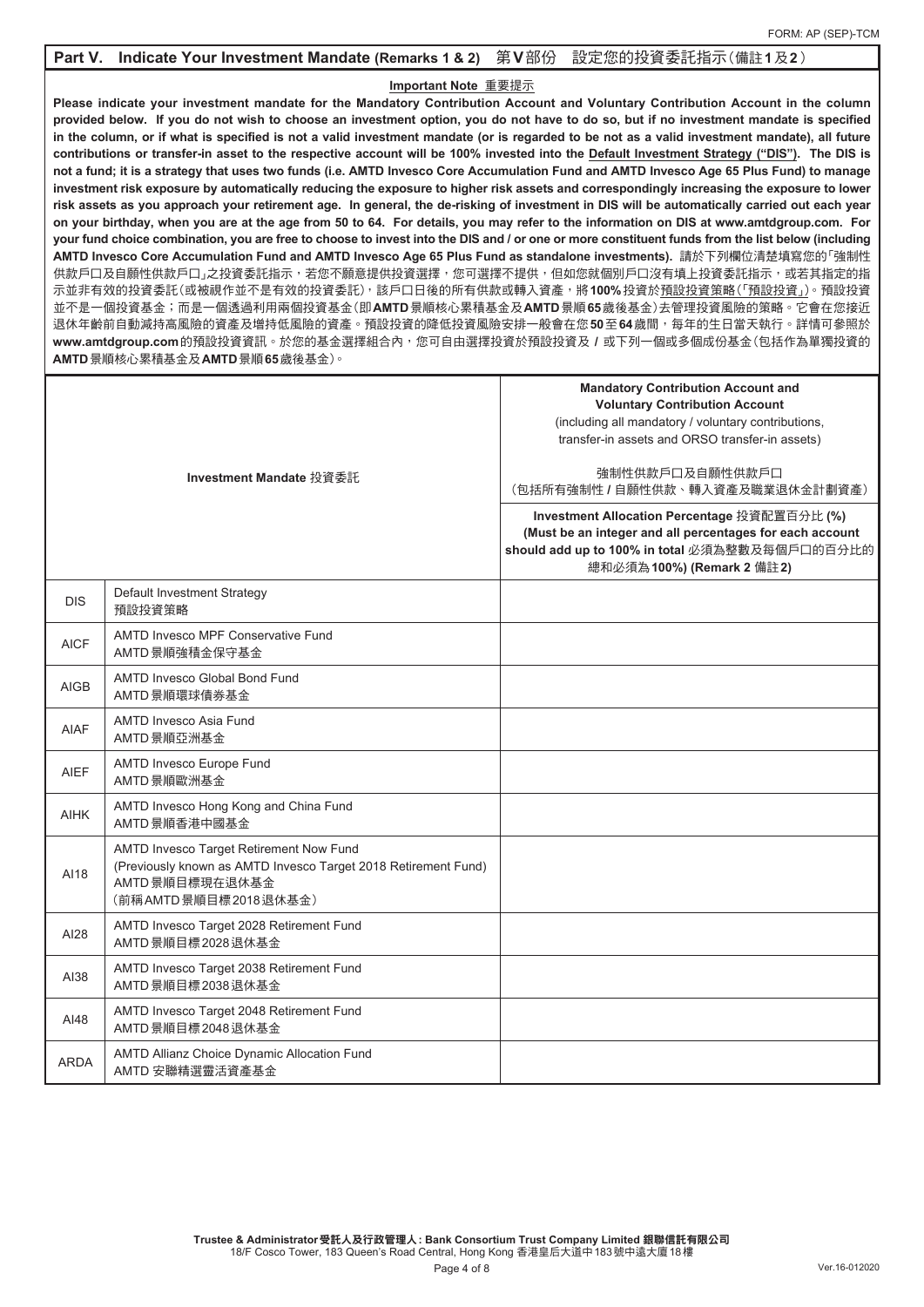FORM: AP (SEP)-TCM

## Part V. Indicate Your Investment Mandate (Remarks 1 & 2) 第V部份 設定您的投資委託指示(備註1及2)

**Important Note 重要提示**

**Please indicate your investment mandate for the Mandatory Contribution Account and Voluntary Contribution Account in the column provided below. If you do not wish to choose an investment option, you do not have to do so, but if no investment mandate is specified in the column, or if what is specified is not a valid investment mandate (or is regarded to be not as a valid investment mandate), all future contributions or transfer-in asset to the respective account will be 100% invested into the Default Investment Strategy ("DIS"). The DIS is not a fund; it is a strategy that uses two funds (i.e. AMTD Invesco Core Accumulation Fund and AMTD Invesco Age 65 Plus Fund) to manage investment risk exposure by automatically reducing the exposure to higher risk assets and correspondingly increasing the exposure to lower risk assets as you approach your retirement age. In general, the de-risking of investment in DIS will be automatically carried out each year on your birthday, when you are at the age from 50 to 64. For details, you may refer to the information on DIS at www.amtdgroup.com. For your fund choice combination, you are free to choose to invest into the DIS and / or one or more constituent funds from the list below (including AMTD Invesco Core Accumulation Fund and AMTD Invesco Age 65 Plus Fund as standalone investments).** 請於下列欄位清楚填寫您的「強制性供款戶口及自願性供款戶口」之投資委託指示，若您不願意提供投資選擇，您可選擇不提供，但如您就個別戶口沒有填上投資委託指示，或若其指定的指示並非有效的投資委託(或被視作並不是有效的投資委託)，該戶口日後的所有供款或轉入資產，將**100%**投資於預設投資策略(「預設投資」)。預設投資並不是一個投資基金；而是一個透過利用兩個投資基金(即**AMTD**景順核心累積基金及**AMTD**景順**65**歲後基金)去管理投資風險的策略。它會在您接近退休年齡前自動減持高風險的資產及增持低風險的資產。預設投資的降低投資風險安排一般會在您**50**至**64**歲間，每年的生日當天執行。詳情可參照於**www.amtdgroup.com**的預設投資資訊。於您的基金選擇組合內，您可自由選擇投資於預設投資及 / 或下列一個或多個成份基金(包括作為單獨投資的**AMTD**景順核心累積基金及**AMTD**景順**65**歲後基金)。

| Investment Mandate 投資委託 | | **Mandatory Contribution Account and Voluntary Contribution Account** (including all mandatory / voluntary contributions, transfer-in assets and ORSO transfer-in assets) 強制性供款戶口及自願性供款戶口 (包括所有強制性 / 自願性供款、轉入資產及職業退休金計劃資產) **Investment Allocation Percentage 投資配置百分比 (%) (Must be an integer and all percentages for each account should add up to 100% in total 必須為整數及每個戶口的百分比的總和必須為100%) (Remark 2 備註2)** |
|---|---|---|
| DIS | Default Investment Strategy 預設投資策略 | |
| AICF | AMTD Invesco MPF Conservative Fund AMTD景順強積金保守基金 | |
| AIGB | AMTD Invesco Global Bond Fund AMTD景順環球債券基金 | |
| AIAF | AMTD Invesco Asia Fund AMTD景順亞洲基金 | |
| AIEF | AMTD Invesco Europe Fund AMTD景順歐洲基金 | |
| AIHK | AMTD Invesco Hong Kong and China Fund AMTD景順香港中國基金 | |
| AI18 | AMTD Invesco Target Retirement Now Fund (Previously known as AMTD Invesco Target 2018 Retirement Fund) AMTD景順目標現在退休基金 (前稱AMTD景順目標2018退休基金) | |
| AI28 | AMTD Invesco Target 2028 Retirement Fund AMTD景順目標2028退休基金 | |
| AI38 | AMTD Invesco Target 2038 Retirement Fund AMTD景順目標2038退休基金 | |
| AI48 | AMTD Invesco Target 2048 Retirement Fund AMTD景順目標2048退休基金 | |
| ARDA | AMTD Allianz Choice Dynamic Allocation Fund AMTD 安聯精選靈活資產基金 | |

**Trustee & Administrator 受託人及行政管理人 : Bank Consortium Trust Company Limited 銀聯信託有限公司**
18/F Cosco Tower, 183 Queen's Road Central, Hong Kong 香港皇后大道中183號中遠大廈18樓

Ver.16-012020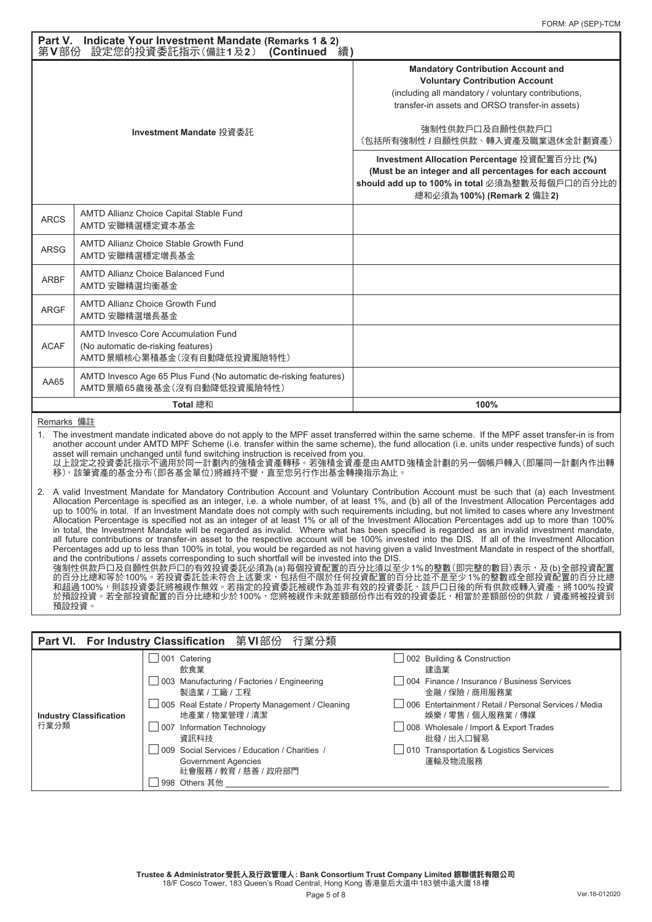## Part V. Indicate Your Investment Mandate (Remarks 1 & 2) 第V部份 設定您的投資委託指示（備註1及2） (Continued 續)

| Investment Mandate 投資委託 | | Mandatory Contribution Account and Voluntary Contribution Account (including all mandatory / voluntary contributions, transfer-in assets and ORSO transfer-in assets) 強制性供款戶口及自願性供款戶口（包括所有強制性 / 自願性供款、轉入資產及職業退休金計劃資產） |
|---|---|---|
| | | **Investment Allocation Percentage 投資配置百分比 (%) (Must be an integer and all percentages for each account should add up to 100% in total 必須為整數及每個戶口的百分比的總和必須為100%) (Remark 2 備註2)** |
| ARCS | AMTD Allianz Choice Capital Stable Fund AMTD 安聯精選穩定資本基金 | |
| ARSG | AMTD Allianz Choice Stable Growth Fund AMTD 安聯精選穩定增長基金 | |
| ARBF | AMTD Allianz Choice Balanced Fund AMTD 安聯精選均衡基金 | |
| ARGF | AMTD Allianz Choice Growth Fund AMTD 安聯精選增長基金 | |
| ACAF | AMTD Invesco Core Accumulation Fund (No automatic de-risking features) AMTD景順核心累積基金（沒有自動降低投資風險特性） | |
| AA65 | AMTD Invesco Age 65 Plus Fund (No automatic de-risking features) AMTD景順65歲後基金（沒有自動降低投資風險特性） | |
| **Total 總和** | | **100%** |

Remarks 備註

1. The investment mandate indicated above do not apply to the MPF asset transferred within the same scheme. If the MPF asset transfer-in is from another account under AMTD MPF Scheme (i.e. transfer within the same scheme), the fund allocation (i.e. units under respective funds) of such asset will remain unchanged until fund switching instruction is received from you.
以上設定之投資委託指示不適用於同一計劃內的強積金資產轉移。若強積金資產是由AMTD強積金計劃的另一個帳戶轉入（即屬同一計劃內作出轉移），該筆資產的基金分布（即各基金單位）將維持不變，直至您另行作出基金轉換指示為止。

2. A valid Investment Mandate for Mandatory Contribution Account and Voluntary Contribution Account must be such that (a) each Investment Allocation Percentage is specified as an integer, i.e. a whole number, of at least 1%, and (b) all of the Investment Allocation Percentages add up to 100% in total. If an Investment Mandate does not comply with such requirements including, but not limited to cases where any Investment Allocation Percentage is specified not as an integer of at least 1% or all of the Investment Allocation Percentages add up to more than 100% in total, the Investment Mandate will be regarded as invalid. Where what has been specified is regarded as an invalid investment mandate, all future contributions or transfer-in asset to the respective account will be 100% invested into the DIS. If all of the Investment Allocation Percentages add up to less than 100% in total, you would be regarded as not having given a valid Investment Mandate in respect of the shortfall, and the contributions / assets corresponding to such shortfall will be invested into the DIS.
強制性供款戶口及自願性供款戶口的有效投資委託必須為(a)每個投資配置的百分比須以至少1%的整數（即完整的數目）表示，及(b)全部投資配置的百分比總和等於100%。若投資委託並未符合上述要求，包括但不限於任何投資配置的百分比並不是至少1%的整數或全部投資配置的百分比總和超過100%，則該投資委託將被視作無效。若指定的投資委託被視作為並非有效的投資委託，該戶口日後的所有供款或轉入資產，將100%投資於預設投資。若全部投資配置的百分比總和少於100%，您將被視作未就差額部份作出有效的投資委託，相當於差額部份的供款 / 資產將被投資到預設投資。

## Part VI. For Industry Classification 第VI部份 行業分類

| Industry Classification 行業分類 | | |
|---|---|---|
| | ☐ 001 Catering 飲食業 | ☐ 002 Building & Construction 建造業 |
| | ☐ 003 Manufacturing / Factories / Engineering 製造業 / 工廠 / 工程 | ☐ 004 Finance / Insurance / Business Services 金融 / 保險 / 商用服務業 |
| | ☐ 005 Real Estate / Property Management / Cleaning 地產業 / 物業管理 / 清潔 | ☐ 006 Entertainment / Retail / Personal Services / Media 娛樂 / 零售 / 個人服務業 / 傳媒 |
| | ☐ 007 Information Technology 資訊科技 | ☐ 008 Wholesale / Import & Export Trades 批發 / 出入口貿易 |
| | ☐ 009 Social Services / Education / Charities / Government Agencies 社會服務 / 教育 / 慈善 / 政府部門 | ☐ 010 Transportation & Logistics Services 運輸及物流服務 |
| | ☐ 998 Others 其他 ____________ | |

**Trustee & Administrator 受託人及行政管理人 : Bank Consortium Trust Company Limited 銀聯信託有限公司**
18/F Cosco Tower, 183 Queen's Road Central, Hong Kong 香港皇后大道中183號中遠大廈18樓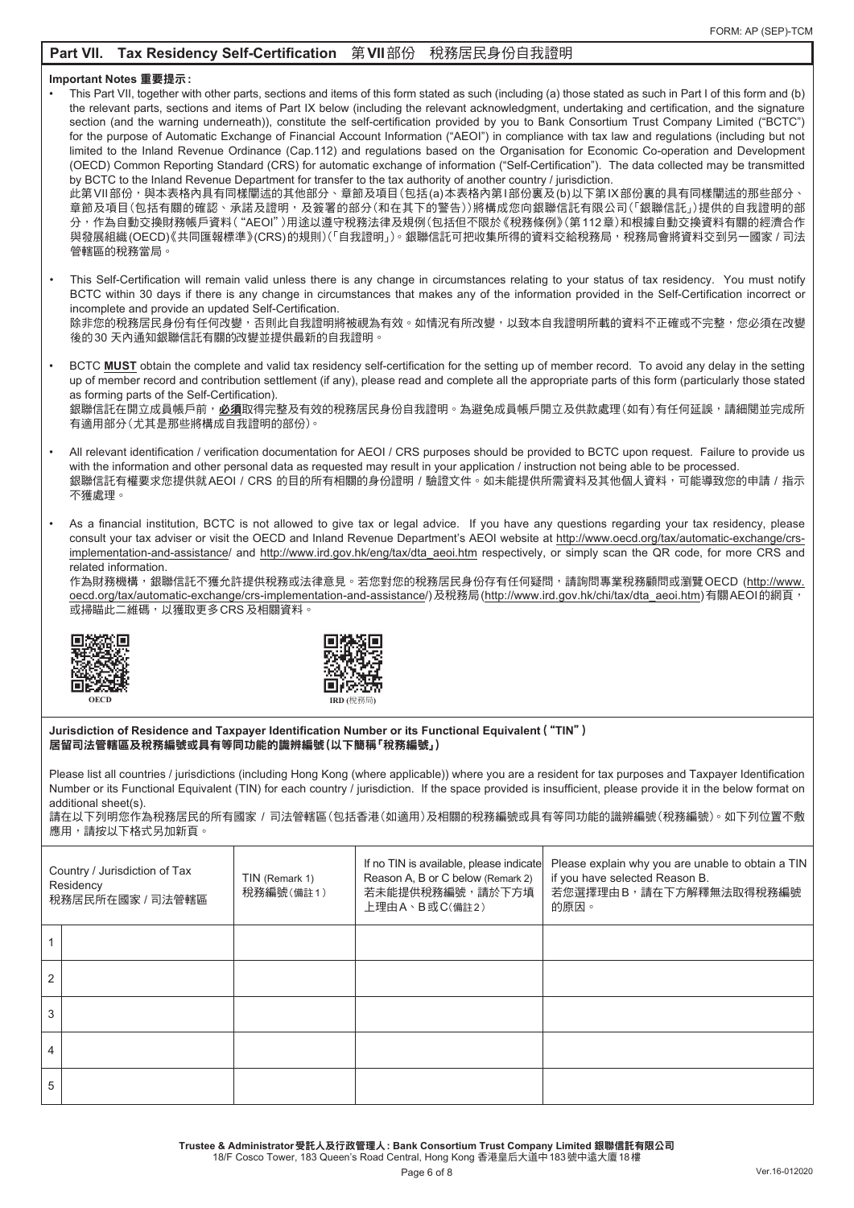FORM: AP (SEP)-TCM

## Part VII. Tax Residency Self-Certification 第VII部份 稅務居民身份自我證明

**Important Notes 重要提示：**

- This Part VII, together with other parts, sections and items of this form stated as such (including (a) those stated as such in Part I of this form and (b) the relevant parts, sections and items of Part IX below (including the relevant acknowledgment, undertaking and certification, and the signature section (and the warning underneath)), constitute the self-certification provided by you to Bank Consortium Trust Company Limited ("BCTC") for the purpose of Automatic Exchange of Financial Account Information ("AEOI") in compliance with tax law and regulations (including but not limited to the Inland Revenue Ordinance (Cap.112) and regulations based on the Organisation for Economic Co-operation and Development (OECD) Common Reporting Standard (CRS) for automatic exchange of information ("Self-Certification"). The data collected may be transmitted by BCTC to the Inland Revenue Department for transfer to the tax authority of another country / jurisdiction.
  此第VII部份，與本表格內具有同樣闡述的其他部分、章節及項目(包括(a)本表格內第I部份裏及(b)以下第IX部份裏的具有同樣闡述的那些部分、章節及項目(包括有關的確認、承諾及證明，及簽署的部分(和在其下的警告))將構成您向銀聯信託有限公司(「銀聯信託」)提供的自我證明的部分，作為自動交換財務帳戶資料("AEOI")用途以遵守稅務法律及規例(包括但不限於《稅務條例》(第112章)和根據自動交換資料有關的經濟合作與發展組織(OECD)《共同匯報標準》(CRS)的規則)(「自我證明」)。銀聯信託可把收集所得的資料交給稅務局，稅務局會將資料交到另一國家 / 司法管轄區的稅務當局。

- This Self-Certification will remain valid unless there is any change in circumstances relating to your status of tax residency. You must notify BCTC within 30 days if there is any change in circumstances that makes any of the information provided in the Self-Certification incorrect or incomplete and provide an updated Self-Certification.
  除非您的稅務居民身份有任何改變，否則此自我證明將被視為有效。如情況有所改變，以致本自我證明所載的資料不正確或不完整，您必須在改變後的30天內通知銀聯信託有關的改變並提供最新的自我證明。

- BCTC **MUST** obtain the complete and valid tax residency self-certification for the setting up of member record. To avoid any delay in the setting up of member record and contribution settlement (if any), please read and complete all the appropriate parts of this form (particularly those stated as forming parts of the Self-Certification).
  銀聯信託在開立成員帳戶前，**必須**取得完整及有效的稅務居民身份自我證明。為避免成員帳戶開立及供款處理(如有)有任何延誤，請細閱並完成所有適用部分(尤其是那些將構成自我證明的部份)。

- All relevant identification / verification documentation for AEOI / CRS purposes should be provided to BCTC upon request. Failure to provide us with the information and other personal data as requested may result in your application / instruction not being able to be processed.
  銀聯信託有權要求您提供就AEOI / CRS 的目的所有相關的身份證明 / 驗證文件。如未能提供所需資料及其他個人資料，可能導致您的申請 / 指示不獲處理。

- As a financial institution, BCTC is not allowed to give tax or legal advice. If you have any questions regarding your tax residency, please consult your tax adviser or visit the OECD and Inland Revenue Department's AEOI website at http://www.oecd.org/tax/automatic-exchange/crs-implementation-and-assistance/ and http://www.ird.gov.hk/eng/tax/dta_aeoi.htm respectively, or simply scan the QR code, for more CRS and related information.
  作為財務機構，銀聯信託不獲允許提供稅務或法律意見。若您對您的稅務居民身份存有任何疑問，請詢問專業稅務顧問或瀏覽OECD (http://www.oecd.org/tax/automatic-exchange/crs-implementation-and-assistance/)及稅務局(http://www.ird.gov.hk/chi/tax/dta_aeoi.htm)有關AEOI的網頁，或掃瞄此二維碼，以獲取更多CRS及相關資料。

OECD　　IRD (稅務局)

**Jurisdiction of Residence and Taxpayer Identification Number or its Functional Equivalent ("TIN")**
**居留司法管轄區及稅務編號或具有等同功能的識辨編號(以下簡稱「稅務編號」)**

Please list all countries / jurisdictions (including Hong Kong (where applicable)) where you are a resident for tax purposes and Taxpayer Identification Number or its Functional Equivalent (TIN) for each country / jurisdiction. If the space provided is insufficient, please provide it in the below format on additional sheet(s).
請在以下列明您作為稅務居民的所有國家 / 司法管轄區(包括香港(如適用)及相關的稅務編號或具有等同功能的識辨編號(稅務編號)。如下列位置不敷應用，請按以下格式另加新頁。

| | Country / Jurisdiction of Tax Residency 稅務居民所在國家 / 司法管轄區 | TIN (Remark 1) 稅務編號(備註1) | If no TIN is available, please indicate Reason A, B or C below (Remark 2) 若未能提供稅務編號，請於下方填上理由A、B或C(備註2) | Please explain why you are unable to obtain a TIN if you have selected Reason B. 若您選擇理由B，請在下方解釋無法取得稅務編號的原因。 |
|---|---|---|---|---|
| 1 | | | | |
| 2 | | | | |
| 3 | | | | |
| 4 | | | | |
| 5 | | | | |

**Trustee & Administrator 受託人及行政管理人 : Bank Consortium Trust Company Limited 銀聯信託有限公司**
18/F Cosco Tower, 183 Queen's Road Central, Hong Kong 香港皇后大道中183號中遠大廈18樓

Ver.16-012020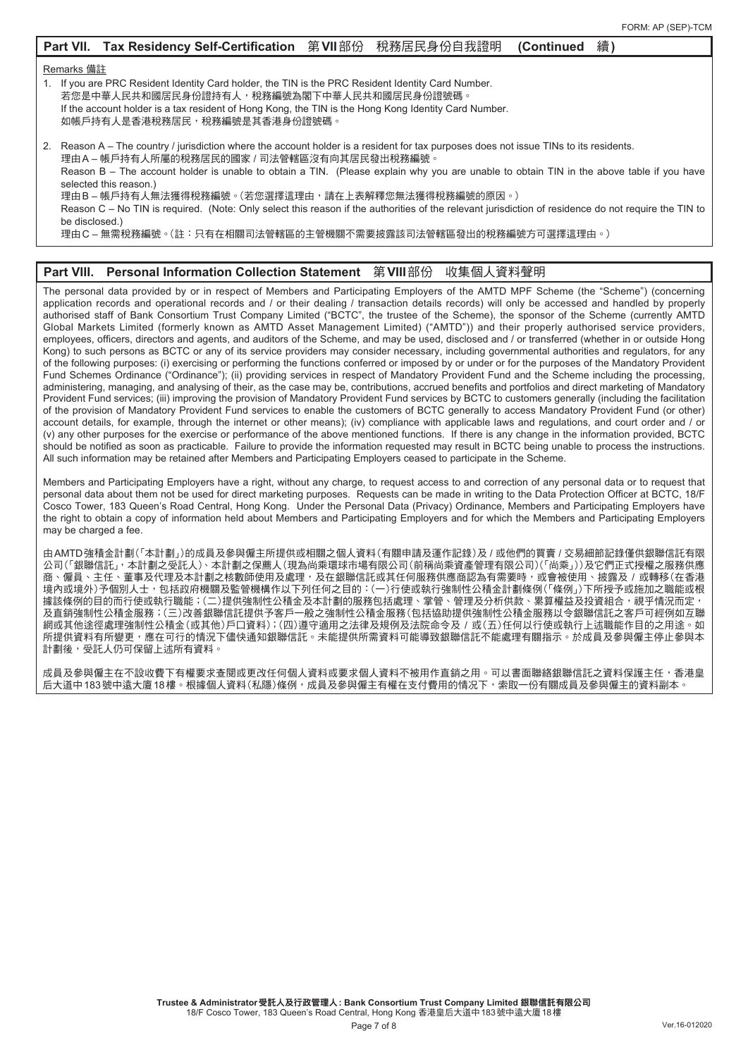## Part VII. Tax Residency Self-Certification 第VII部份 稅務居民身份自我證明 (Continued 續)

Remarks 備註

1. If you are PRC Resident Identity Card holder, the TIN is the PRC Resident Identity Card Number.
   若您是中華人民共和國居民身份證持有人，稅務編號為閣下中華人民共和國居民身份證號碼。
   If the account holder is a tax resident of Hong Kong, the TIN is the Hong Kong Identity Card Number.
   如帳戶持有人是香港稅務居民，稅務編號是其香港身份證號碼。

2. Reason A – The country / jurisdiction where the account holder is a resident for tax purposes does not issue TINs to its residents.
   理由A – 帳戶持有人所屬的稅務居民的國家 / 司法管轄區沒有向其居民發出稅務編號。
   Reason B – The account holder is unable to obtain a TIN. (Please explain why you are unable to obtain TIN in the above table if you have selected this reason.)
   理由B – 帳戶持有人無法獲得稅務編號。(若您選擇這理由，請在上表解釋您無法獲得稅務編號的原因。)
   Reason C – No TIN is required. (Note: Only select this reason if the authorities of the relevant jurisdiction of residence do not require the TIN to be disclosed.)
   理由C – 無需稅務編號。(註：只有在相關司法管轄區的主管機關不需要披露該司法管轄區發出的稅務編號方可選擇這理由。)

## Part VIII. Personal Information Collection Statement 第VIII部份 收集個人資料聲明

The personal data provided by or in respect of Members and Participating Employers of the AMTD MPF Scheme (the "Scheme") (concerning application records and operational records and / or their dealing / transaction details records) will only be accessed and handled by properly authorised staff of Bank Consortium Trust Company Limited ("BCTC", the trustee of the Scheme), the sponsor of the Scheme (currently AMTD Global Markets Limited (formerly known as AMTD Asset Management Limited) ("AMTD")) and their properly authorised service providers, employees, officers, directors and agents, and auditors of the Scheme, and may be used, disclosed and / or transferred (whether in or outside Hong Kong) to such persons as BCTC or any of its service providers may consider necessary, including governmental authorities and regulators, for any of the following purposes: (i) exercising or performing the functions conferred or imposed by or under or for the purposes of the Mandatory Provident Fund Schemes Ordinance ("Ordinance"); (ii) providing services in respect of Mandatory Provident Fund and the Scheme including the processing, administering, managing, and analysing of their, as the case may be, contributions, accrued benefits and portfolios and direct marketing of Mandatory Provident Fund services; (iii) improving the provision of Mandatory Provident Fund services by BCTC to customers generally (including the facilitation of the provision of Mandatory Provident Fund services to enable the customers of BCTC generally to access Mandatory Provident Fund (or other) account details, for example, through the internet or other means); (iv) compliance with applicable laws and regulations, and court order and / or (v) any other purposes for the exercise or performance of the above mentioned functions. If there is any change in the information provided, BCTC should be notified as soon as practicable. Failure to provide the information requested may result in BCTC being unable to process the instructions. All such information may be retained after Members and Participating Employers ceased to participate in the Scheme.

Members and Participating Employers have a right, without any charge, to request access to and correction of any personal data or to request that personal data about them not be used for direct marketing purposes. Requests can be made in writing to the Data Protection Officer at BCTC, 18/F Cosco Tower, 183 Queen's Road Central, Hong Kong. Under the Personal Data (Privacy) Ordinance, Members and Participating Employers have the right to obtain a copy of information held about Members and Participating Employers and for which the Members and Participating Employers may be charged a fee.

由AMTD強積金計劃(「本計劃」)的成員及參與僱主所提供或相關之個人資料(有關申請及運作記錄)及 / 或他們的買賣 / 交易細節記錄僅供銀聯信託有限公司(「銀聯信託」，本計劃之受託人)、本計劃之保薦人(現為尚乘環球市場有限公司(前稱尚乘資產管理有限公司)(「尚乘」))及它們正式授權之服務供應商、僱員、主任、董事及代理及本計劃之核數師使用及處理，及在銀聯信託或其任何服務供應商認為有需要時，或會被使用、披露及 / 或轉移(在香港境內或境外)予個別人士，包括政府機關及監管機構作以下列任何之目的：(一)行使或執行強制性公積金計劃條例(「條例」)下所授予或施加之職能或根據該條例的目的而行使或執行職能；(二)提供強制性公積金及本計劃的服務包括處理、掌管、管理及分析供款、累算權益及投資組合，視乎情況而定，及直銷強制性公積金服務；(三)改善銀聯信託提供予客戶一般之強制性公積金服務(包括協助提供強制性公積金服務以令銀聯信託之客戶可經例如互聯網或其他途徑處理強制性公積金(或其他)戶口資料)；(四)遵守適用之法律及規例及法院命令及 / 或(五)任何以行使或執行上述職能作目的之用途。如所提供資料有所變更，應在可行的情況下盡快通知銀聯信託。未能提供所需資料可能導致銀聯信託不能處理有關指示。於成員及參與僱主停止參與本計劃後，受託人仍可保留上述所有資料。

成員及參與僱主在不設收費下有權要求查閱或更改任何個人資料或要求個人資料不被用作直銷之用。可以書面聯絡銀聯信託之資料保護主任，香港皇后大道中183號中遠大廈18樓。根據個人資料(私隱)條例，成員及參與僱主有權在支付費用的情況下，索取一份有關成員及參與僱主的資料副本。

**Trustee & Administrator 受託人及行政管理人 : Bank Consortium Trust Company Limited 銀聯信託有限公司**
18/F Cosco Tower, 183 Queen's Road Central, Hong Kong 香港皇后大道中183號中遠大廈18樓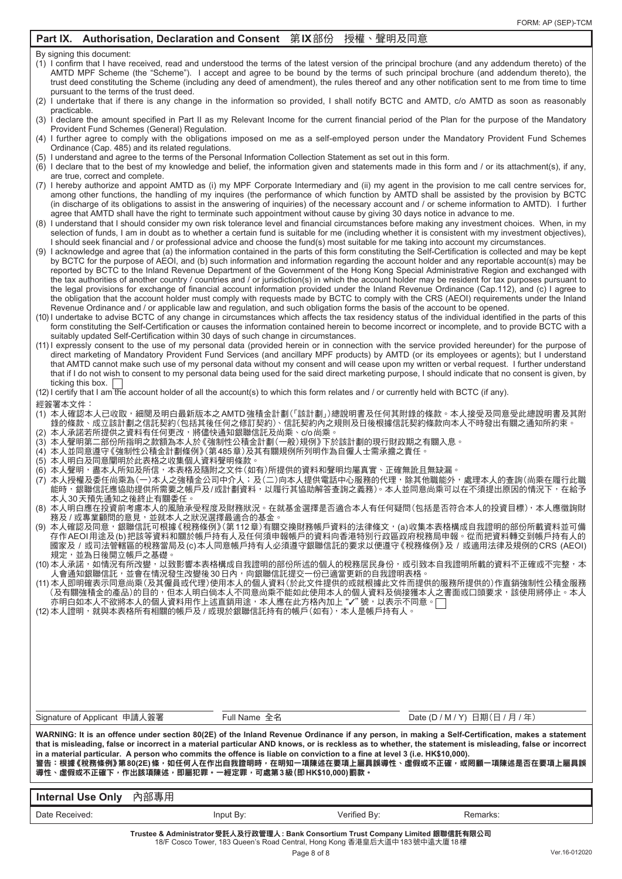FORM: AP (SEP)-TCM

## Part IX. Authorisation, Declaration and Consent 第IX部份 授權、聲明及同意

By signing this document:

(1) I confirm that I have received, read and understood the terms of the latest version of the principal brochure (and any addendum thereto) of the AMTD MPF Scheme (the "Scheme"). I accept and agree to be bound by the terms of such principal brochure (and addendum thereto), the trust deed constituting the Scheme (including any deed of amendment), the rules thereof and any other notification sent to me from time to time pursuant to the terms of the trust deed.

(2) I undertake that if there is any change in the information so provided, I shall notify BCTC and AMTD, c/o AMTD as soon as reasonably practicable.

(3) I declare the amount specified in Part II as my Relevant Income for the current financial period of the Plan for the purpose of the Mandatory Provident Fund Schemes (General) Regulation.

(4) I further agree to comply with the obligations imposed on me as a self-employed person under the Mandatory Provident Fund Schemes Ordinance (Cap. 485) and its related regulations.

(5) I understand and agree to the terms of the Personal Information Collection Statement as set out in this form.

(6) I declare that to the best of my knowledge and belief, the information given and statements made in this form and / or its attachment(s), if any, are true, correct and complete.

(7) I hereby authorize and appoint AMTD as (i) my MPF Corporate Intermediary and (ii) my agent in the provision to me call centre services for, among other functions, the handling of my inquires (the performance of which function by AMTD shall be assisted by the provision by BCTC (in discharge of its obligations to assist in the answering of inquiries) of the necessary account and / or scheme information to AMTD). I further agree that AMTD shall have the right to terminate such appointment without cause by giving 30 days notice in advance to me.

(8) I understand that I should consider my own risk tolerance level and financial circumstances before making any investment choices. When, in my selection of funds, I am in doubt as to whether a certain fund is suitable for me (including whether it is consistent with my investment objectives), I should seek financial and / or professional advice and choose the fund(s) most suitable for me taking into account my circumstances.

(9) I acknowledge and agree that (a) the information contained in the parts of this form constituting the Self-Certification is collected and may be kept by BCTC for the purpose of AEOI, and (b) such information and information regarding the account holder and any reportable account(s) may be reported by BCTC to the Inland Revenue Department of the Government of the Hong Kong Special Administrative Region and exchanged with the tax authorities of another country / countries and / or jurisdiction(s) in which the account holder may be resident for tax purposes pursuant to the legal provisions for exchange of financial account information provided under the Inland Revenue Ordinance (Cap.112), and (c) I agree to the obligation that the account holder must comply with requests made by BCTC to comply with the CRS (AEOI) requirements under the Inland Revenue Ordinance and / or applicable law and regulation, and such obligation forms the basis of the account to be opened.

(10) I undertake to advise BCTC of any change in circumstances which affects the tax residency status of the individual identified in the parts of this form constituting the Self-Certification or causes the information contained herein to become incorrect or incomplete, and to provide BCTC with a suitably updated Self-Certification within 30 days of such change in circumstances.

(11) I expressly consent to the use of my personal data (provided herein or in connection with the service provided hereunder) for the purpose of direct marketing of Mandatory Provident Fund Services (and ancillary MPF products) by AMTD (or its employees or agents); but I understand that AMTD cannot make such use of my personal data without my consent and will cease upon my written or verbal request. I further understand that if I do not wish to consent to my personal data being used for the said direct marketing purpose, I should indicate that no consent is given, by ticking this box. ☐

(12) I certify that I am the account holder of all the account(s) to which this form relates and / or currently held with BCTC (if any).

經簽署本文件：

(1) 本人確認本人已收取，細閱及明白最新版本之AMTD強積金計劃(「該計劃」)總說明書及任何其附錄的條款。本人接受及同意受此總說明書及其附錄的條款、成立該計劃之信託契約(包括其後任何之修訂契約)、信託契約內之規則及日後根據信託契約條款向本人不時發出有關之通知所約束。

(2) 本人承諾若所提供之資料有任何更改，將儘快通知銀聯信託及尚乘、c/o尚乘。

(3) 本人聲明第二部份所指明之款額為本人於《強制性公積金計劃(一般)規例》下於該計劃的現行財政期之有關入息。

(4) 本人並同意遵守《強制性公積金計劃條例》(第485章)及其有關規例所列明作為自僱人士需承擔之責任。

(5) 本人明白及同意闡明於此表格之收集個人資料聲明條款。

(6) 本人聲明，盡本人所知及所信，本表格及隨附之文件(如有)所提供的資料和聲明均屬真實、正確無訛且無缺漏。

(7) 本人授權及委任尚乘為(一)本人之強積金公司中介人；及(二)向本人提供電話中心服務的代理，除其他職能外，處理本人的查詢(尚乘在履行此職能時，銀聯信託應協助提供所需要之帳戶及/或計劃資料，以履行其協助解答查詢之義務)。本人並同意尚乘可以在不須提出原因的情況下，在給予本人30天預先通知之後終止有關委任。

(8) 本人明白應在投資前考慮本人的風險承受程度及財務狀況。在就基金選擇是否適合本人有任何疑問(包括是否符合本人的投資目標)，本人應徵詢財務及 / 或專業顧問的意見，並就本人之狀況選擇最適合的基金。

(9) 本人確認及同意，銀聯信託可根據《稅務條例》(第112章)有關交換財務帳戶資料的法律條文，(a)收集本表格構成自我證明的部份所載資料並可備存作AEOI用途及(b)把該等資料和關於帳戶持有人及任何須申報帳戶的資料向香港特別行政區政府稅務局申報。從而把資料轉交到帳戶持有人的國家及 / 或司法管轄區的稅務當局及(c)本人同意帳戶持有人必須遵守銀聯信託的要求以便遵守《稅務條例》及 / 或適用法律及規例的CRS (AEOI)規定，並為日後開立帳戶之基礎。

(10) 本人承諾，如情況有所改變，以致影響本表格構成自我證明的部份所述的個人的稅務居民身份，或引致本自我證明所載的資料不正確或不完整，本人會通知銀聯信託，並會在情況發生改變後30日內，向銀聯信託提交一份已適當更新的自我證明表格。

(11) 本人即明確表示同意尚乘(及其僱員或代理)使用本人的個人資料(於此文件提供的或就根據此文件而提供的服務所提供的)作直銷強制性公積金服務(及有關強積金的產品)的目的，但本人明白倘本人不同意尚乘不能如此使用本人的個人資料及倘接獲本人之書面或口頭要求，該使用將停止。本人亦明白如本人不欲將本人的個人資料用作上述直銷用途，本人應在此方格內加上 "✓" 號，以表示不同意。☐

(12) 本人證明，就與本表格所有相關的帳戶及 / 或現於銀聯信託持有的帳戶(如有)，本人是帳戶持有人。

Signature of Applicant 申請人簽署 ____________ Full Name 全名 ____________ Date (D / M / Y) 日期(日 / 月 / 年) ____________

**WARNING: It is an offence under section 80(2E) of the Inland Revenue Ordinance if any person, in making a Self-Certification, makes a statement that is misleading, false or incorrect in a material particular AND knows, or is reckless as to whether, the statement is misleading, false or incorrect in a material particular. A person who commits the offence is liable on conviction to a fine at level 3 (i.e. HK$10,000).**

**警告：根據《稅務條例》第80(2E)條，如任何人在作出自我證明時，在明知一項陳述在要項上屬具誤導性、虛假或不正確，或罔顧一項陳述是否在要項上屬具誤導性、虛假或不正確下，作出該項陳述，即屬犯罪。一經定罪，可處第3級(即HK$10,000)罰款。**

## Internal Use Only 內部專用

| Date Received: | Input By: | Verified By: | Remarks: |
|---|---|---|---|
| | | | |

**Trustee & Administrator受託人及行政管理人: Bank Consortium Trust Company Limited 銀聯信託有限公司**
18/F Cosco Tower, 183 Queen's Road Central, Hong Kong 香港皇后大道中183號中遠大廈18樓

Ver.16-012020